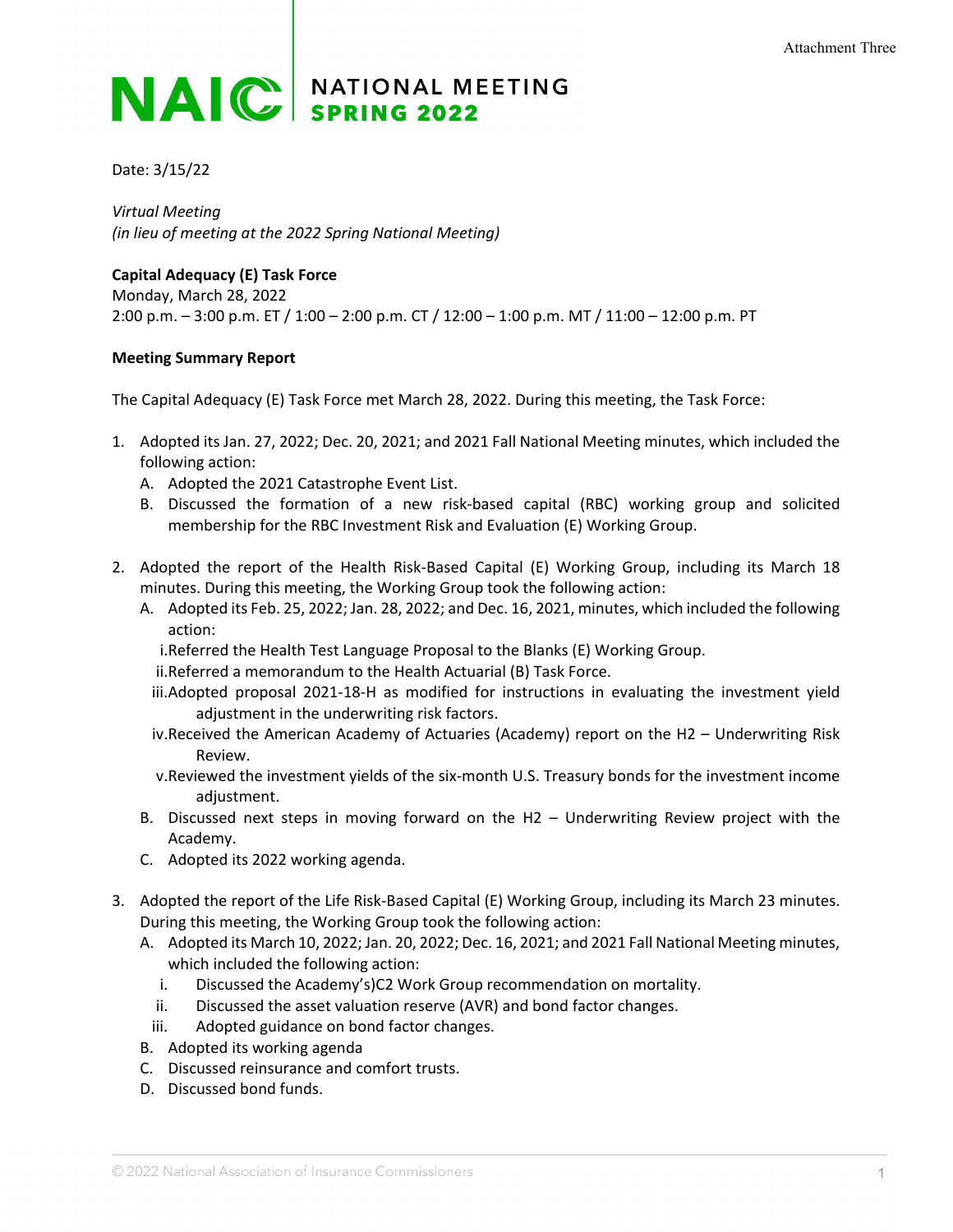Attachment Three

# NAIC NATIONAL MEETING SPRING 2022

Date: 3/15/22

*Virtual Meeting*
*(in lieu of meeting at the 2022 Spring National Meeting)*

**Capital Adequacy (E) Task Force**
Monday, March 28, 2022
2:00 p.m. – 3:00 p.m. ET / 1:00 – 2:00 p.m. CT / 12:00 – 1:00 p.m. MT / 11:00 – 12:00 p.m. PT

**Meeting Summary Report**

The Capital Adequacy (E) Task Force met March 28, 2022. During this meeting, the Task Force:

1. Adopted its Jan. 27, 2022; Dec. 20, 2021; and 2021 Fall National Meeting minutes, which included the following action:
   A. Adopted the 2021 Catastrophe Event List.
   B. Discussed the formation of a new risk-based capital (RBC) working group and solicited membership for the RBC Investment Risk and Evaluation (E) Working Group.

2. Adopted the report of the Health Risk-Based Capital (E) Working Group, including its March 18 minutes. During this meeting, the Working Group took the following action:
   A. Adopted its Feb. 25, 2022; Jan. 28, 2022; and Dec. 16, 2021, minutes, which included the following action:
      i. Referred the Health Test Language Proposal to the Blanks (E) Working Group.
      ii. Referred a memorandum to the Health Actuarial (B) Task Force.
      iii. Adopted proposal 2021-18-H as modified for instructions in evaluating the investment yield adjustment in the underwriting risk factors.
      iv. Received the American Academy of Actuaries (Academy) report on the H2 – Underwriting Risk Review.
      v. Reviewed the investment yields of the six-month U.S. Treasury bonds for the investment income adjustment.
   B. Discussed next steps in moving forward on the H2 – Underwriting Review project with the Academy.
   C. Adopted its 2022 working agenda.

3. Adopted the report of the Life Risk-Based Capital (E) Working Group, including its March 23 minutes. During this meeting, the Working Group took the following action:
   A. Adopted its March 10, 2022; Jan. 20, 2022; Dec. 16, 2021; and 2021 Fall National Meeting minutes, which included the following action:
      i. Discussed the Academy's)C2 Work Group recommendation on mortality.
      ii. Discussed the asset valuation reserve (AVR) and bond factor changes.
      iii. Adopted guidance on bond factor changes.
   B. Adopted its working agenda
   C. Discussed reinsurance and comfort trusts.
   D. Discussed bond funds.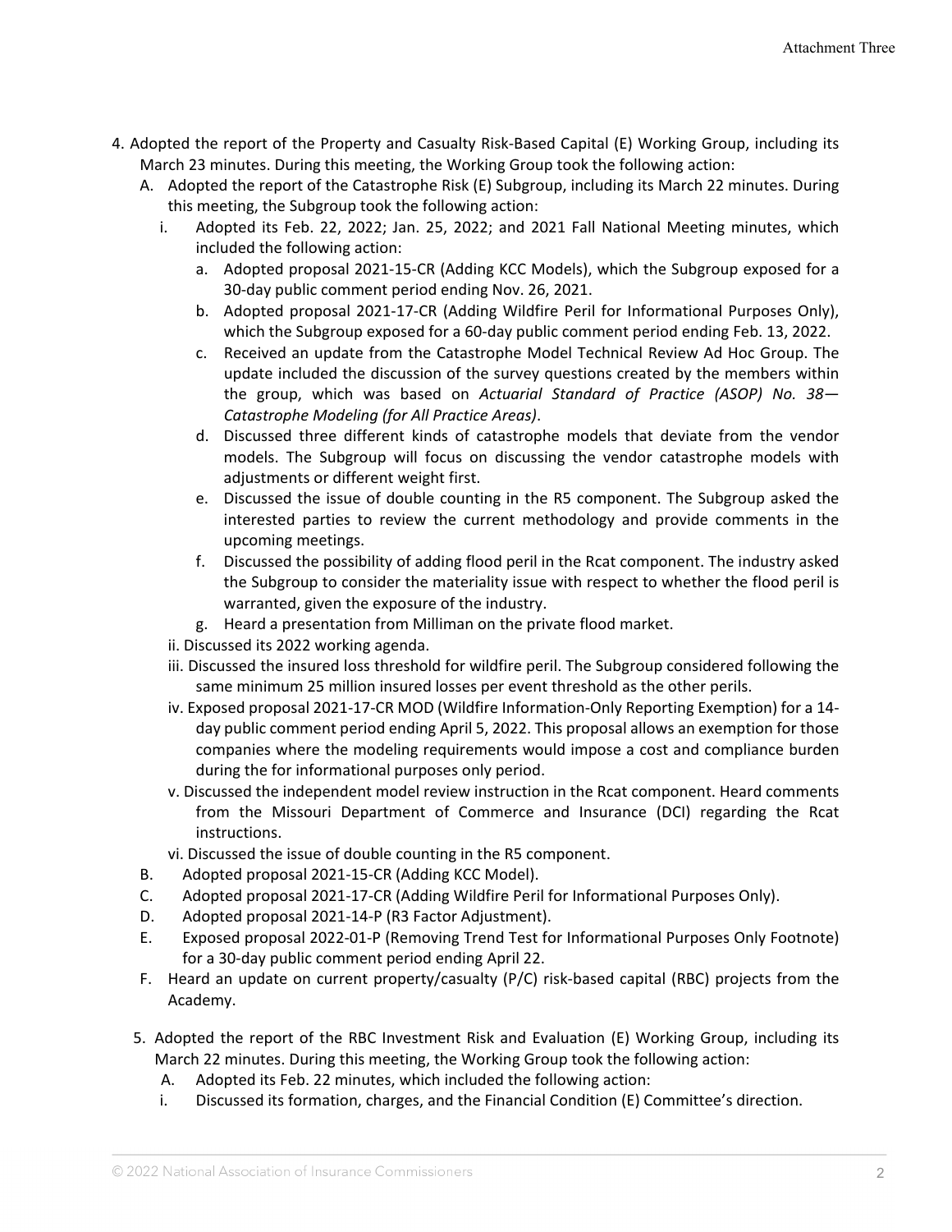4. Adopted the report of the Property and Casualty Risk-Based Capital (E) Working Group, including its March 23 minutes. During this meeting, the Working Group took the following action:
   - A. Adopted the report of the Catastrophe Risk (E) Subgroup, including its March 22 minutes. During this meeting, the Subgroup took the following action:
     - i. Adopted its Feb. 22, 2022; Jan. 25, 2022; and 2021 Fall National Meeting minutes, which included the following action:
       - a. Adopted proposal 2021-15-CR (Adding KCC Models), which the Subgroup exposed for a 30-day public comment period ending Nov. 26, 2021.
       - b. Adopted proposal 2021-17-CR (Adding Wildfire Peril for Informational Purposes Only), which the Subgroup exposed for a 60-day public comment period ending Feb. 13, 2022.
       - c. Received an update from the Catastrophe Model Technical Review Ad Hoc Group. The update included the discussion of the survey questions created by the members within the group, which was based on *Actuarial Standard of Practice (ASOP) No. 38—Catastrophe Modeling (for All Practice Areas)*.
       - d. Discussed three different kinds of catastrophe models that deviate from the vendor models. The Subgroup will focus on discussing the vendor catastrophe models with adjustments or different weight first.
       - e. Discussed the issue of double counting in the R5 component. The Subgroup asked the interested parties to review the current methodology and provide comments in the upcoming meetings.
       - f. Discussed the possibility of adding flood peril in the Rcat component. The industry asked the Subgroup to consider the materiality issue with respect to whether the flood peril is warranted, given the exposure of the industry.
       - g. Heard a presentation from Milliman on the private flood market.
     - ii. Discussed its 2022 working agenda.
     - iii. Discussed the insured loss threshold for wildfire peril. The Subgroup considered following the same minimum 25 million insured losses per event threshold as the other perils.
     - iv. Exposed proposal 2021-17-CR MOD (Wildfire Information-Only Reporting Exemption) for a 14-day public comment period ending April 5, 2022. This proposal allows an exemption for those companies where the modeling requirements would impose a cost and compliance burden during the for informational purposes only period.
     - v. Discussed the independent model review instruction in the Rcat component. Heard comments from the Missouri Department of Commerce and Insurance (DCI) regarding the Rcat instructions.
     - vi. Discussed the issue of double counting in the R5 component.
   - B. Adopted proposal 2021-15-CR (Adding KCC Model).
   - C. Adopted proposal 2021-17-CR (Adding Wildfire Peril for Informational Purposes Only).
   - D. Adopted proposal 2021-14-P (R3 Factor Adjustment).
   - E. Exposed proposal 2022-01-P (Removing Trend Test for Informational Purposes Only Footnote) for a 30-day public comment period ending April 22.
   - F. Heard an update on current property/casualty (P/C) risk-based capital (RBC) projects from the Academy.

5. Adopted the report of the RBC Investment Risk and Evaluation (E) Working Group, including its March 22 minutes. During this meeting, the Working Group took the following action:
   - A. Adopted its Feb. 22 minutes, which included the following action:
     - i. Discussed its formation, charges, and the Financial Condition (E) Committee's direction.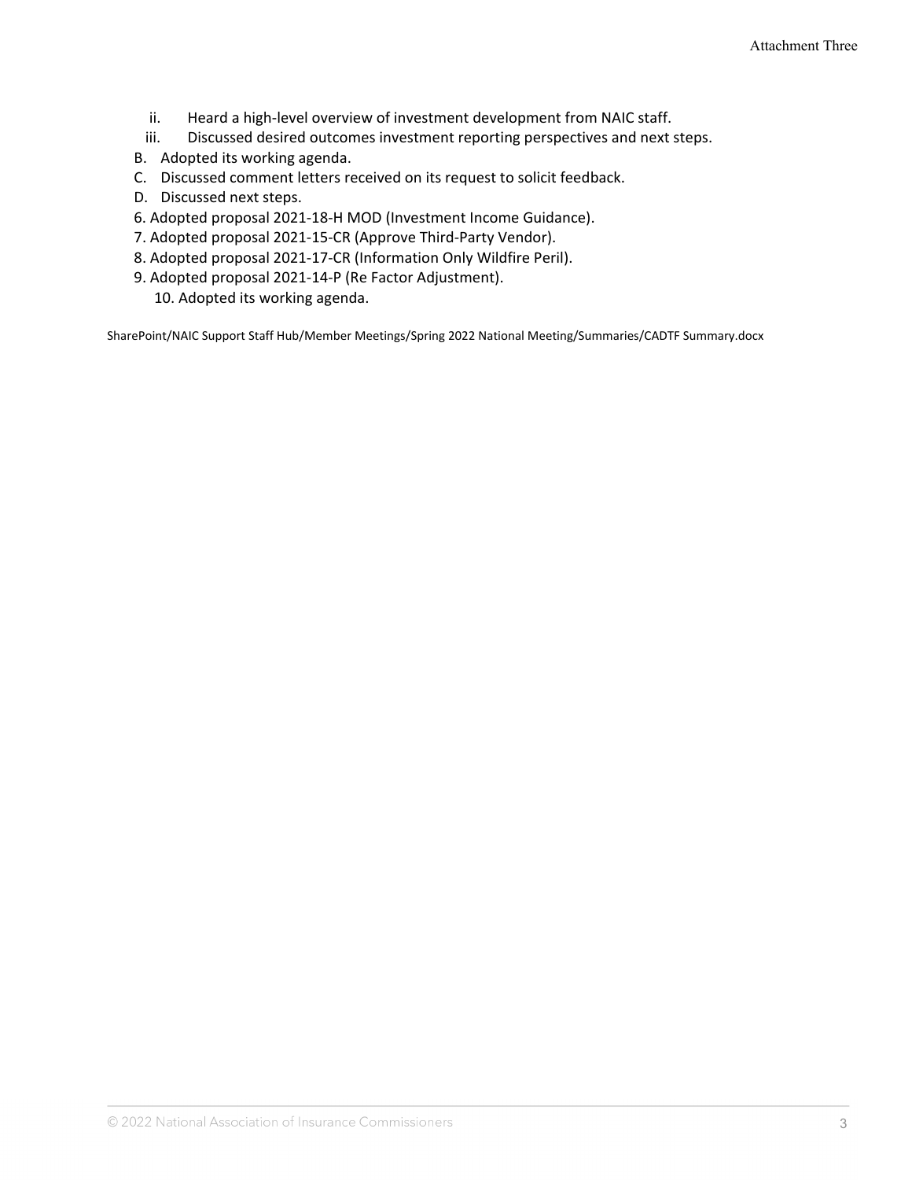- ii. Heard a high-level overview of investment development from NAIC staff.
- iii. Discussed desired outcomes investment reporting perspectives and next steps.

B. Adopted its working agenda.

C. Discussed comment letters received on its request to solicit feedback.

D. Discussed next steps.

6. Adopted proposal 2021-18-H MOD (Investment Income Guidance).
7. Adopted proposal 2021-15-CR (Approve Third-Party Vendor).
8. Adopted proposal 2021-17-CR (Information Only Wildfire Peril).
9. Adopted proposal 2021-14-P (Re Factor Adjustment).
10. Adopted its working agenda.

SharePoint/NAIC Support Staff Hub/Member Meetings/Spring 2022 National Meeting/Summaries/CADTF Summary.docx